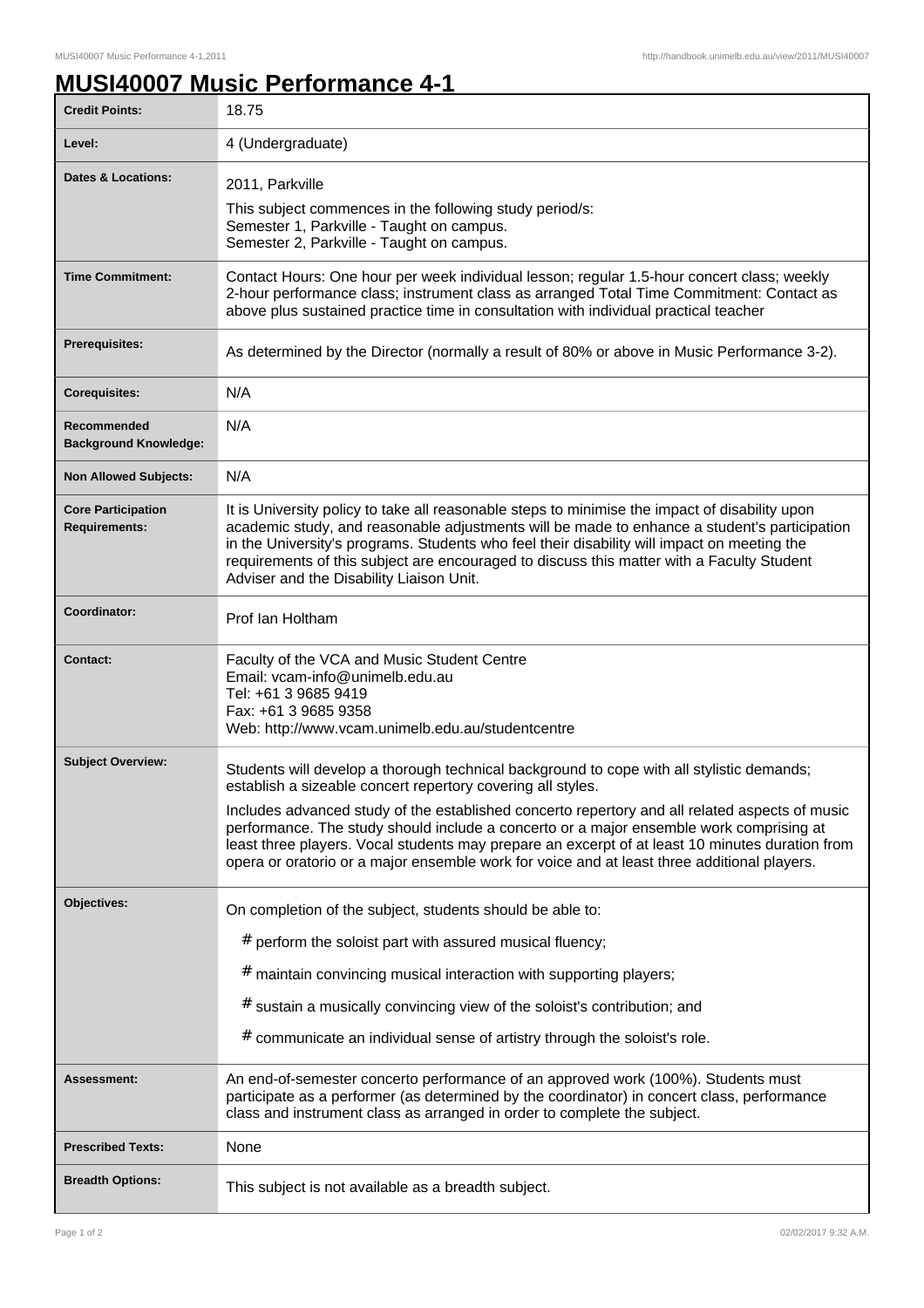# MUSI40007 Music Performance 4-1

| | |
|---|---|
| **Credit Points:** | 18.75 |
| **Level:** | 4 (Undergraduate) |
| **Dates & Locations:** | 2011, Parkville<br>This subject commences in the following study period/s:<br>Semester 1, Parkville - Taught on campus.<br>Semester 2, Parkville - Taught on campus. |
| **Time Commitment:** | Contact Hours: One hour per week individual lesson; regular 1.5-hour concert class; weekly 2-hour performance class; instrument class as arranged Total Time Commitment: Contact as above plus sustained practice time in consultation with individual practical teacher |
| **Prerequisites:** | As determined by the Director (normally a result of 80% or above in Music Performance 3-2). |
| **Corequisites:** | N/A |
| **Recommended Background Knowledge:** | N/A |
| **Non Allowed Subjects:** | N/A |
| **Core Participation Requirements:** | It is University policy to take all reasonable steps to minimise the impact of disability upon academic study, and reasonable adjustments will be made to enhance a student's participation in the University's programs. Students who feel their disability will impact on meeting the requirements of this subject are encouraged to discuss this matter with a Faculty Student Adviser and the Disability Liaison Unit. |
| **Coordinator:** | Prof Ian Holtham |
| **Contact:** | Faculty of the VCA and Music Student Centre<br>Email: vcam-info@unimelb.edu.au<br>Tel: +61 3 9685 9419<br>Fax: +61 3 9685 9358<br>Web: http://www.vcam.unimelb.edu.au/studentcentre |
| **Subject Overview:** | Students will develop a thorough technical background to cope with all stylistic demands; establish a sizeable concert repertory covering all styles.<br>Includes advanced study of the established concerto repertory and all related aspects of music performance. The study should include a concerto or a major ensemble work comprising at least three players. Vocal students may prepare an excerpt of at least 10 minutes duration from opera or oratorio or a major ensemble work for voice and at least three additional players. |
| **Objectives:** | On completion of the subject, students should be able to:<br># perform the soloist part with assured musical fluency;<br># maintain convincing musical interaction with supporting players;<br># sustain a musically convincing view of the soloist's contribution; and<br># communicate an individual sense of artistry through the soloist's role. |
| **Assessment:** | An end-of-semester concerto performance of an approved work (100%). Students must participate as a performer (as determined by the coordinator) in concert class, performance class and instrument class as arranged in order to complete the subject. |
| **Prescribed Texts:** | None |
| **Breadth Options:** | This subject is not available as a breadth subject. |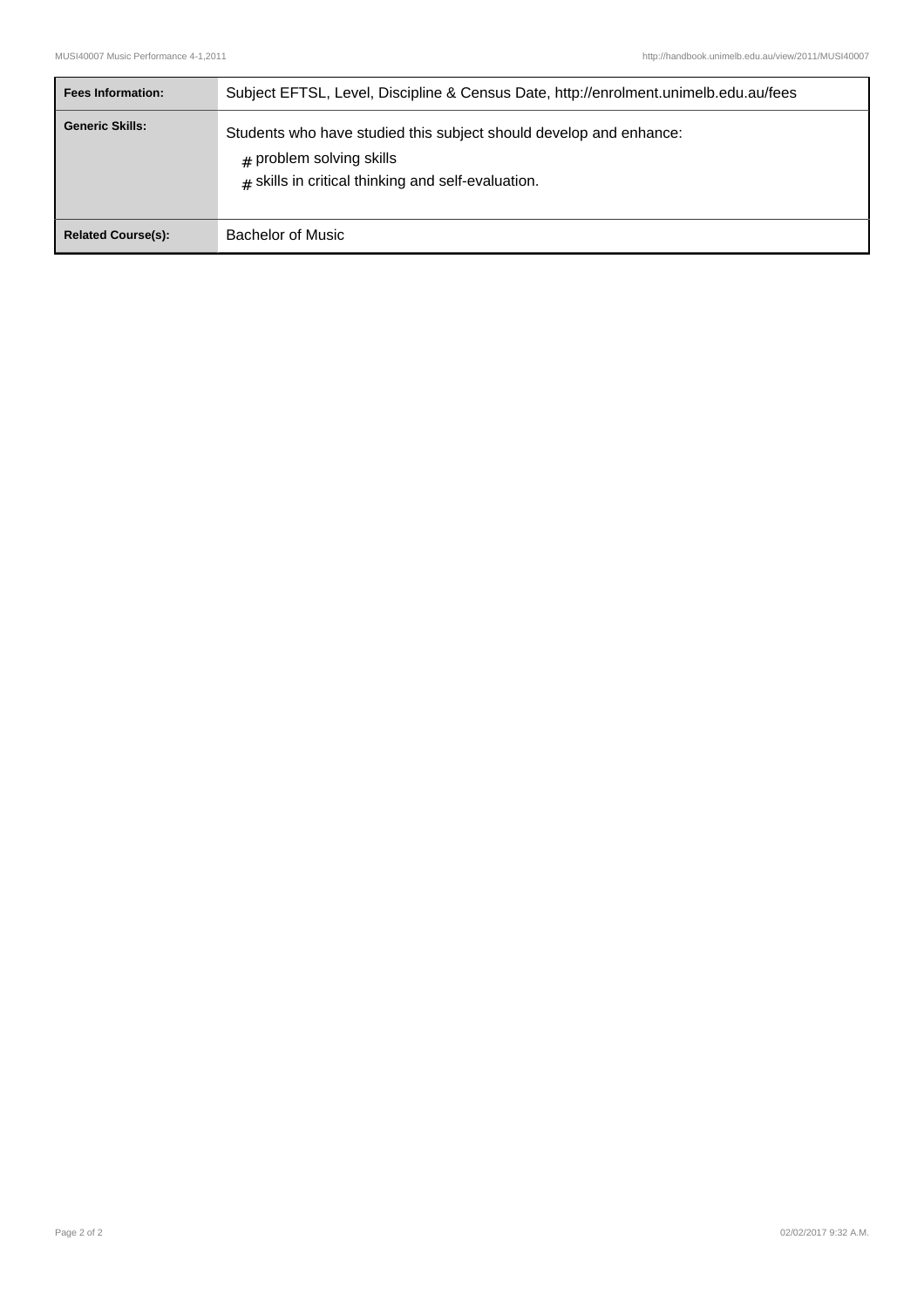| | |
|---|---|
| **Fees Information:** | Subject EFTSL, Level, Discipline & Census Date, http://enrolment.unimelb.edu.au/fees |
| **Generic Skills:** | Students who have studied this subject should develop and enhance:<br># problem solving skills<br># skills in critical thinking and self-evaluation. |
| **Related Course(s):** | Bachelor of Music |